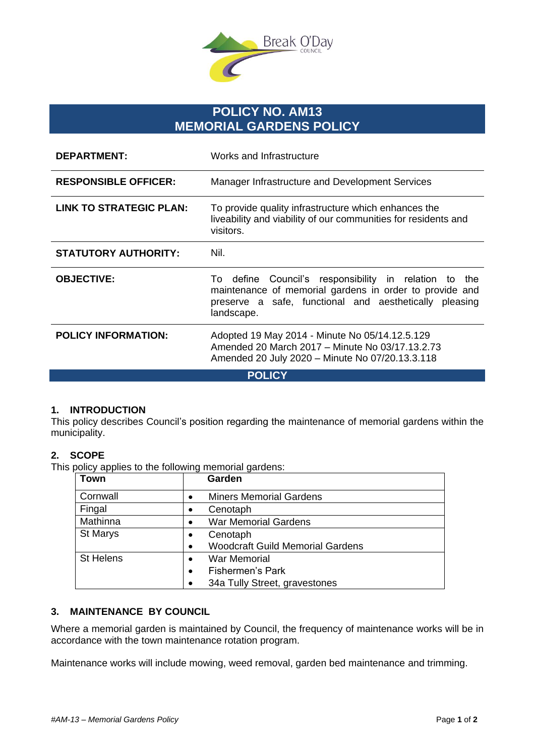# POLICY NO. AM13
# MEMORIAL GARDENS POLICY

| | |
|---|---|
| **DEPARTMENT:** | Works and Infrastructure |
| **RESPONSIBLE OFFICER:** | Manager Infrastructure and Development Services |
| **LINK TO STRATEGIC PLAN:** | To provide quality infrastructure which enhances the liveability and viability of our communities for residents and visitors. |
| **STATUTORY AUTHORITY:** | Nil. |
| **OBJECTIVE:** | To define Council's responsibility in relation to the maintenance of memorial gardens in order to provide and preserve a safe, functional and aesthetically pleasing landscape. |
| **POLICY INFORMATION:** | Adopted 19 May 2014 - Minute No 05/14.12.5.129<br>Amended 20 March 2017 – Minute No 03/17.13.2.73<br>Amended 20 July 2020 – Minute No 07/20.13.3.118 |

## POLICY

### 1. INTRODUCTION

This policy describes Council's position regarding the maintenance of memorial gardens within the municipality.

### 2. SCOPE

This policy applies to the following memorial gardens:

| Town | Garden |
|---|---|
| Cornwall | • Miners Memorial Gardens |
| Fingal | • Cenotaph |
| Mathinna | • War Memorial Gardens |
| St Marys | • Cenotaph<br>• Woodcraft Guild Memorial Gardens |
| St Helens | • War Memorial<br>• Fishermen's Park<br>• 34a Tully Street, gravestones |

### 3. MAINTENANCE BY COUNCIL

Where a memorial garden is maintained by Council, the frequency of maintenance works will be in accordance with the town maintenance rotation program.

Maintenance works will include mowing, weed removal, garden bed maintenance and trimming.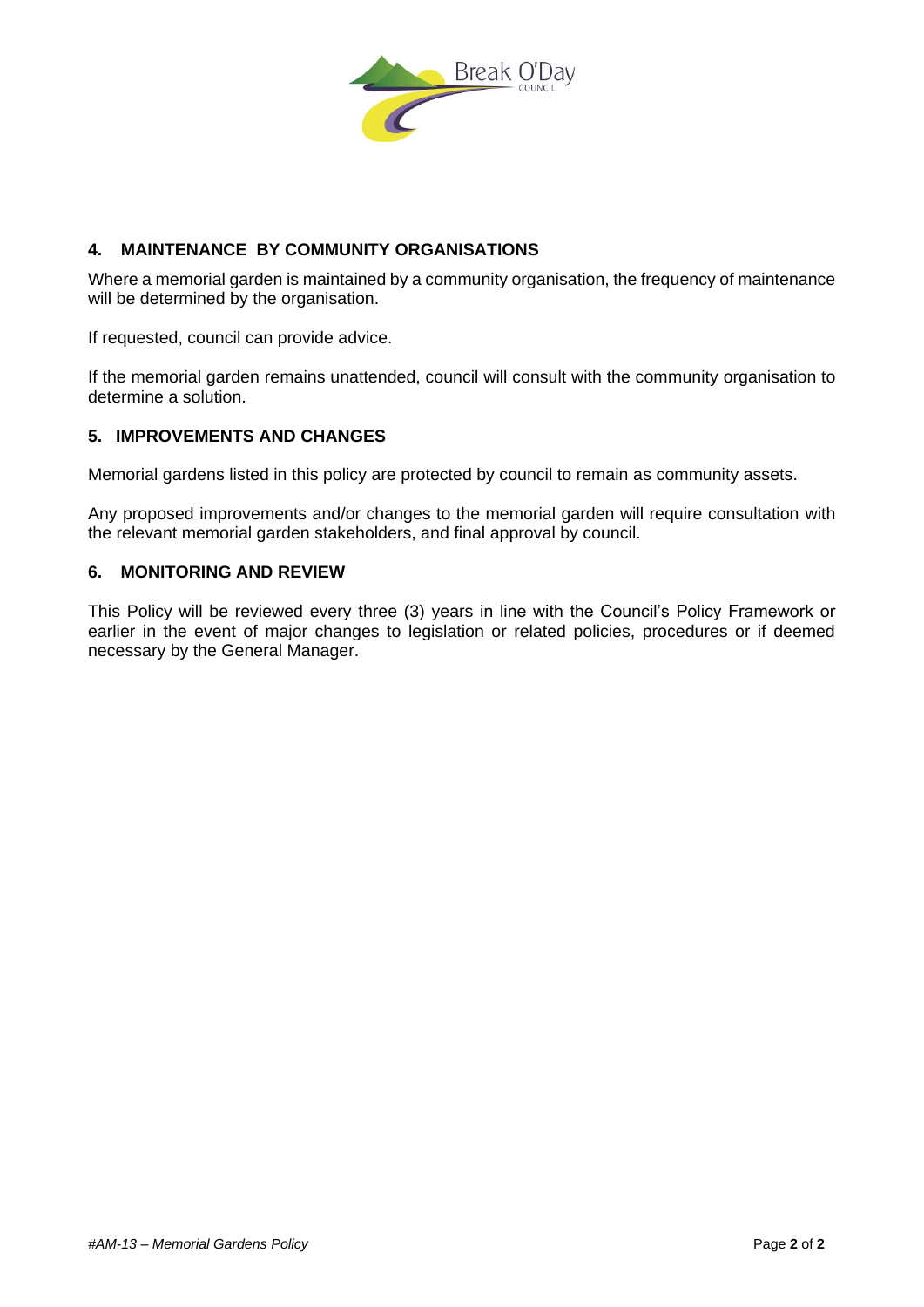## 4. MAINTENANCE BY COMMUNITY ORGANISATIONS

Where a memorial garden is maintained by a community organisation, the frequency of maintenance will be determined by the organisation.

If requested, council can provide advice.

If the memorial garden remains unattended, council will consult with the community organisation to determine a solution.

## 5. IMPROVEMENTS AND CHANGES

Memorial gardens listed in this policy are protected by council to remain as community assets.

Any proposed improvements and/or changes to the memorial garden will require consultation with the relevant memorial garden stakeholders, and final approval by council.

## 6. MONITORING AND REVIEW

This Policy will be reviewed every three (3) years in line with the Council's Policy Framework or earlier in the event of major changes to legislation or related policies, procedures or if deemed necessary by the General Manager.